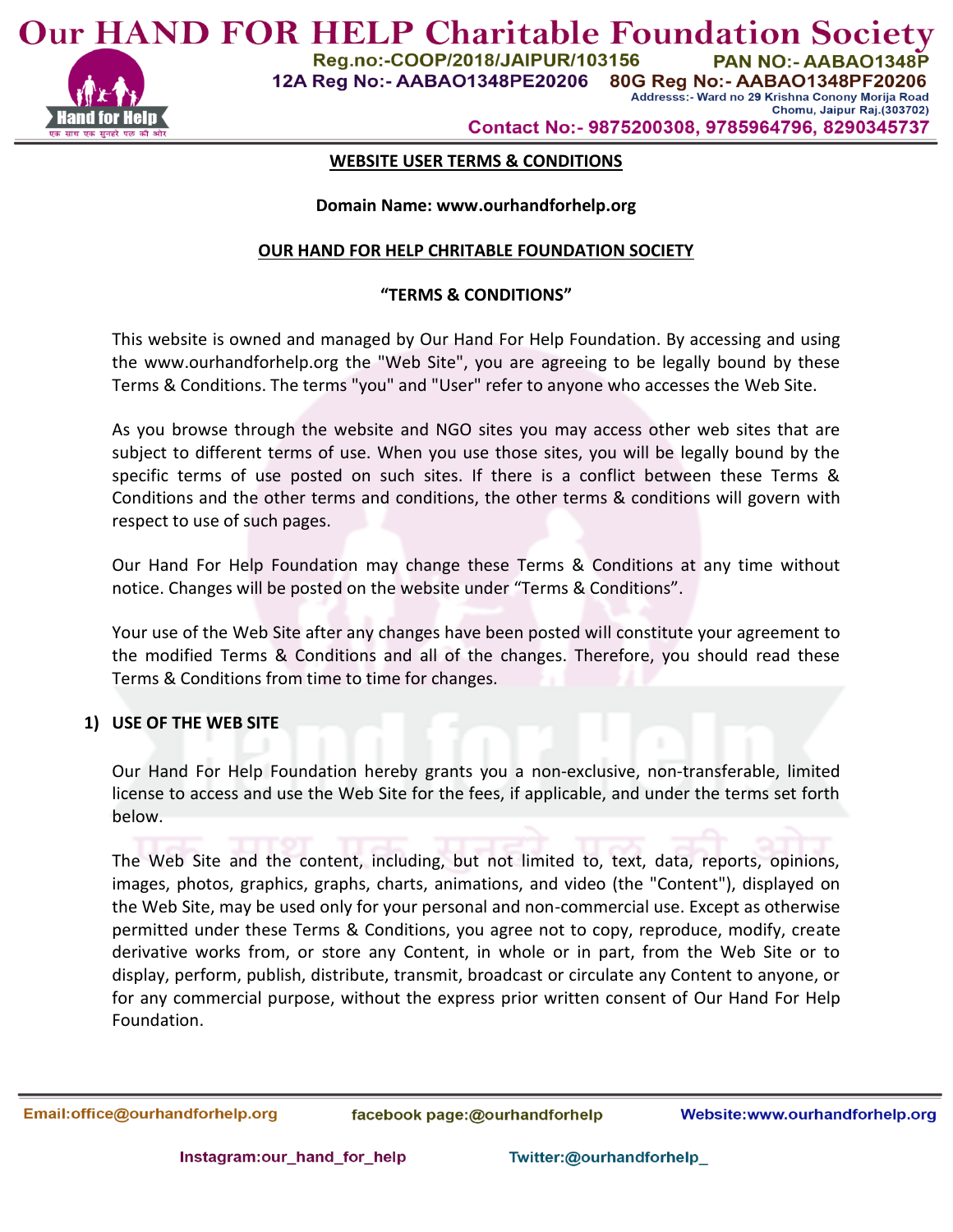# Our HAND FOR HELP Charitable Foundation Society

Reg.no:-COOP/2018/JAIPUR/103156 PAN NO:- AABAO1348P
12A Reg No:- AABAO1348PE20206 80G Reg No:- AABAO1348PF20206
Addresss:- Ward no 29 Krishna Conony Morija Road Chomu, Jaipur Raj.(303702)
Contact No:- 9875200308, 9785964796, 8290345737

## WEBSITE USER TERMS & CONDITIONS

**Domain Name: www.ourhandforhelp.org**

**OUR HAND FOR HELP CHRITABLE FOUNDATION SOCIETY**

**"TERMS & CONDITIONS"**

This website is owned and managed by Our Hand For Help Foundation. By accessing and using the www.ourhandforhelp.org the "Web Site", you are agreeing to be legally bound by these Terms & Conditions. The terms "you" and "User" refer to anyone who accesses the Web Site.

As you browse through the website and NGO sites you may access other web sites that are subject to different terms of use. When you use those sites, you will be legally bound by the specific terms of use posted on such sites. If there is a conflict between these Terms & Conditions and the other terms and conditions, the other terms & conditions will govern with respect to use of such pages.

Our Hand For Help Foundation may change these Terms & Conditions at any time without notice. Changes will be posted on the website under "Terms & Conditions".

Your use of the Web Site after any changes have been posted will constitute your agreement to the modified Terms & Conditions and all of the changes. Therefore, you should read these Terms & Conditions from time to time for changes.

### 1) USE OF THE WEB SITE

Our Hand For Help Foundation hereby grants you a non-exclusive, non-transferable, limited license to access and use the Web Site for the fees, if applicable, and under the terms set forth below.

The Web Site and the content, including, but not limited to, text, data, reports, opinions, images, photos, graphics, graphs, charts, animations, and video (the "Content"), displayed on the Web Site, may be used only for your personal and non-commercial use. Except as otherwise permitted under these Terms & Conditions, you agree not to copy, reproduce, modify, create derivative works from, or store any Content, in whole or in part, from the Web Site or to display, perform, publish, distribute, transmit, broadcast or circulate any Content to anyone, or for any commercial purpose, without the express prior written consent of Our Hand For Help Foundation.

Email:office@ourhandforhelp.org facebook page:@ourhandforhelp Website:www.ourhandforhelp.org
Instagram:our_hand_for_help Twitter:@ourhandforhelp_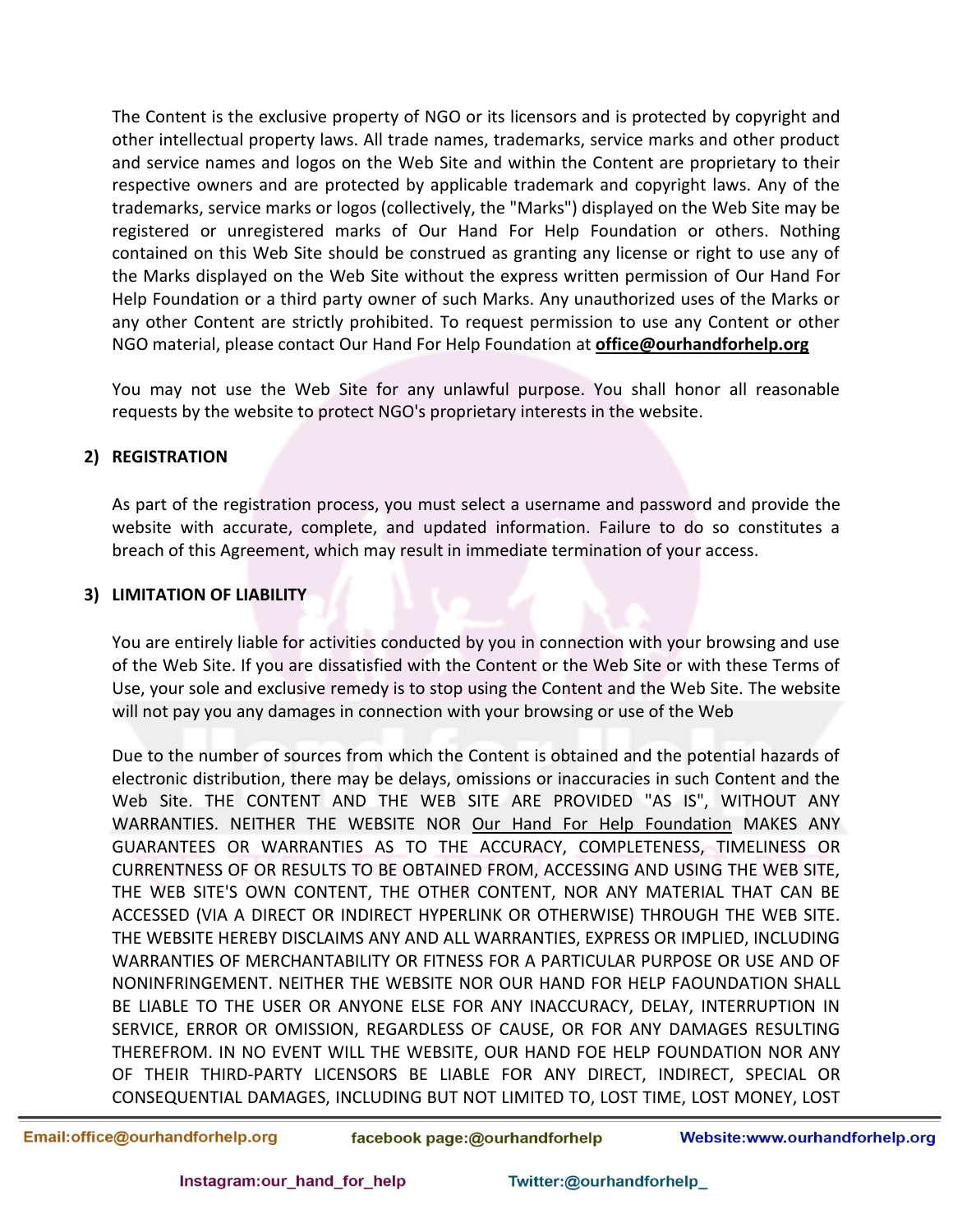The Content is the exclusive property of NGO or its licensors and is protected by copyright and other intellectual property laws. All trade names, trademarks, service marks and other product and service names and logos on the Web Site and within the Content are proprietary to their respective owners and are protected by applicable trademark and copyright laws. Any of the trademarks, service marks or logos (collectively, the "Marks") displayed on the Web Site may be registered or unregistered marks of Our Hand For Help Foundation or others. Nothing contained on this Web Site should be construed as granting any license or right to use any of the Marks displayed on the Web Site without the express written permission of Our Hand For Help Foundation or a third party owner of such Marks. Any unauthorized uses of the Marks or any other Content are strictly prohibited. To request permission to use any Content or other NGO material, please contact Our Hand For Help Foundation at **office@ourhandforhelp.org**

You may not use the Web Site for any unlawful purpose. You shall honor all reasonable requests by the website to protect NGO's proprietary interests in the website.

**2) REGISTRATION**

As part of the registration process, you must select a username and password and provide the website with accurate, complete, and updated information. Failure to do so constitutes a breach of this Agreement, which may result in immediate termination of your access.

**3) LIMITATION OF LIABILITY**

You are entirely liable for activities conducted by you in connection with your browsing and use of the Web Site. If you are dissatisfied with the Content or the Web Site or with these Terms of Use, your sole and exclusive remedy is to stop using the Content and the Web Site. The website will not pay you any damages in connection with your browsing or use of the Web

Due to the number of sources from which the Content is obtained and the potential hazards of electronic distribution, there may be delays, omissions or inaccuracies in such Content and the Web Site. THE CONTENT AND THE WEB SITE ARE PROVIDED "AS IS", WITHOUT ANY WARRANTIES. NEITHER THE WEBSITE NOR Our Hand For Help Foundation MAKES ANY GUARANTEES OR WARRANTIES AS TO THE ACCURACY, COMPLETENESS, TIMELINESS OR CURRENTNESS OF OR RESULTS TO BE OBTAINED FROM, ACCESSING AND USING THE WEB SITE, THE WEB SITE'S OWN CONTENT, THE OTHER CONTENT, NOR ANY MATERIAL THAT CAN BE ACCESSED (VIA A DIRECT OR INDIRECT HYPERLINK OR OTHERWISE) THROUGH THE WEB SITE. THE WEBSITE HEREBY DISCLAIMS ANY AND ALL WARRANTIES, EXPRESS OR IMPLIED, INCLUDING WARRANTIES OF MERCHANTABILITY OR FITNESS FOR A PARTICULAR PURPOSE OR USE AND OF NONINFRINGEMENT. NEITHER THE WEBSITE NOR OUR HAND FOR HELP FAOUNDATION SHALL BE LIABLE TO THE USER OR ANYONE ELSE FOR ANY INACCURACY, DELAY, INTERRUPTION IN SERVICE, ERROR OR OMISSION, REGARDLESS OF CAUSE, OR FOR ANY DAMAGES RESULTING THEREFROM. IN NO EVENT WILL THE WEBSITE, OUR HAND FOE HELP FOUNDATION NOR ANY OF THEIR THIRD-PARTY LICENSORS BE LIABLE FOR ANY DIRECT, INDIRECT, SPECIAL OR CONSEQUENTIAL DAMAGES, INCLUDING BUT NOT LIMITED TO, LOST TIME, LOST MONEY, LOST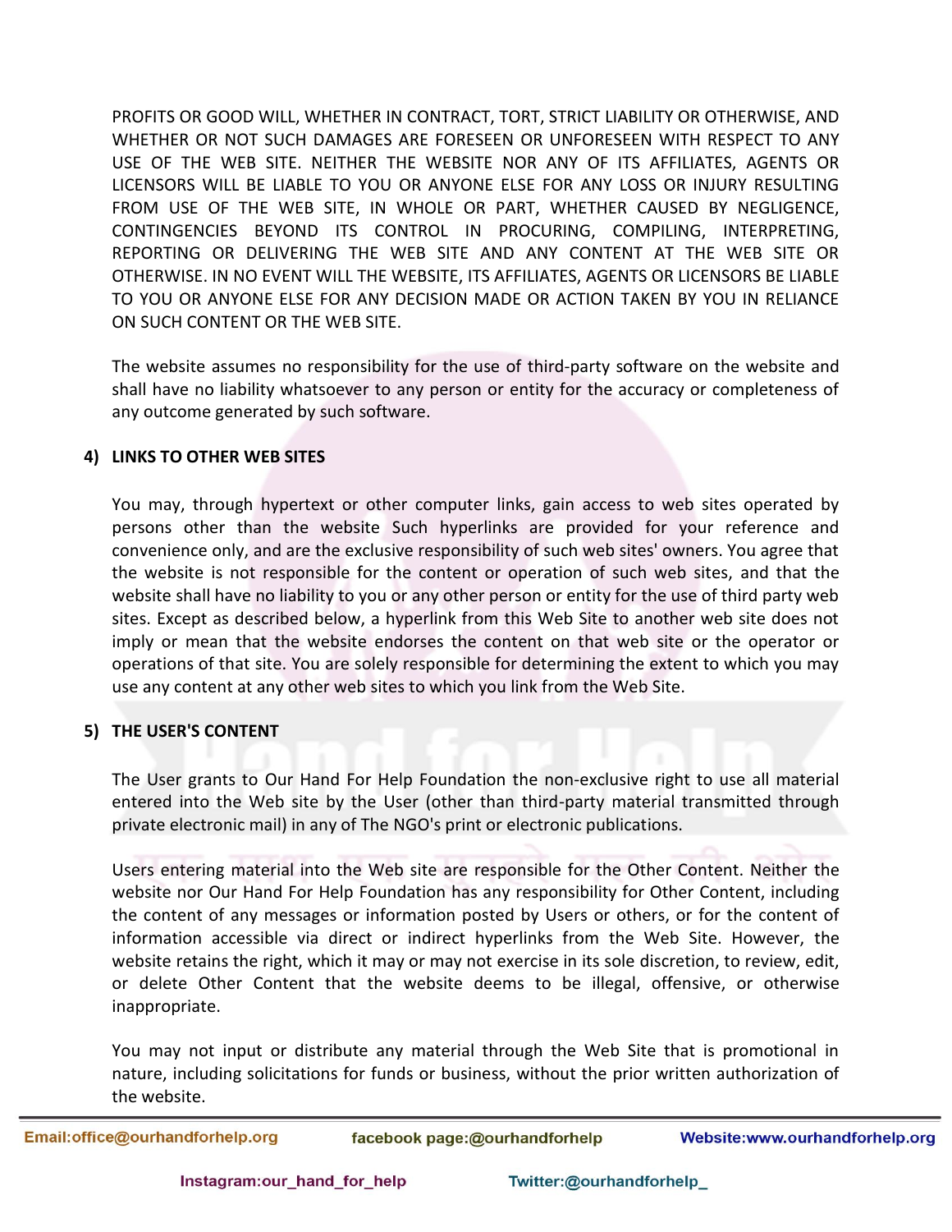PROFITS OR GOOD WILL, WHETHER IN CONTRACT, TORT, STRICT LIABILITY OR OTHERWISE, AND WHETHER OR NOT SUCH DAMAGES ARE FORESEEN OR UNFORESEEN WITH RESPECT TO ANY USE OF THE WEB SITE. NEITHER THE WEBSITE NOR ANY OF ITS AFFILIATES, AGENTS OR LICENSORS WILL BE LIABLE TO YOU OR ANYONE ELSE FOR ANY LOSS OR INJURY RESULTING FROM USE OF THE WEB SITE, IN WHOLE OR PART, WHETHER CAUSED BY NEGLIGENCE, CONTINGENCIES BEYOND ITS CONTROL IN PROCURING, COMPILING, INTERPRETING, REPORTING OR DELIVERING THE WEB SITE AND ANY CONTENT AT THE WEB SITE OR OTHERWISE. IN NO EVENT WILL THE WEBSITE, ITS AFFILIATES, AGENTS OR LICENSORS BE LIABLE TO YOU OR ANYONE ELSE FOR ANY DECISION MADE OR ACTION TAKEN BY YOU IN RELIANCE ON SUCH CONTENT OR THE WEB SITE.

The website assumes no responsibility for the use of third-party software on the website and shall have no liability whatsoever to any person or entity for the accuracy or completeness of any outcome generated by such software.

## 4) LINKS TO OTHER WEB SITES

You may, through hypertext or other computer links, gain access to web sites operated by persons other than the website Such hyperlinks are provided for your reference and convenience only, and are the exclusive responsibility of such web sites' owners. You agree that the website is not responsible for the content or operation of such web sites, and that the website shall have no liability to you or any other person or entity for the use of third party web sites. Except as described below, a hyperlink from this Web Site to another web site does not imply or mean that the website endorses the content on that web site or the operator or operations of that site. You are solely responsible for determining the extent to which you may use any content at any other web sites to which you link from the Web Site.

## 5) THE USER'S CONTENT

The User grants to Our Hand For Help Foundation the non-exclusive right to use all material entered into the Web site by the User (other than third-party material transmitted through private electronic mail) in any of The NGO's print or electronic publications.

Users entering material into the Web site are responsible for the Other Content. Neither the website nor Our Hand For Help Foundation has any responsibility for Other Content, including the content of any messages or information posted by Users or others, or for the content of information accessible via direct or indirect hyperlinks from the Web Site. However, the website retains the right, which it may or may not exercise in its sole discretion, to review, edit, or delete Other Content that the website deems to be illegal, offensive, or otherwise inappropriate.

You may not input or distribute any material through the Web Site that is promotional in nature, including solicitations for funds or business, without the prior written authorization of the website.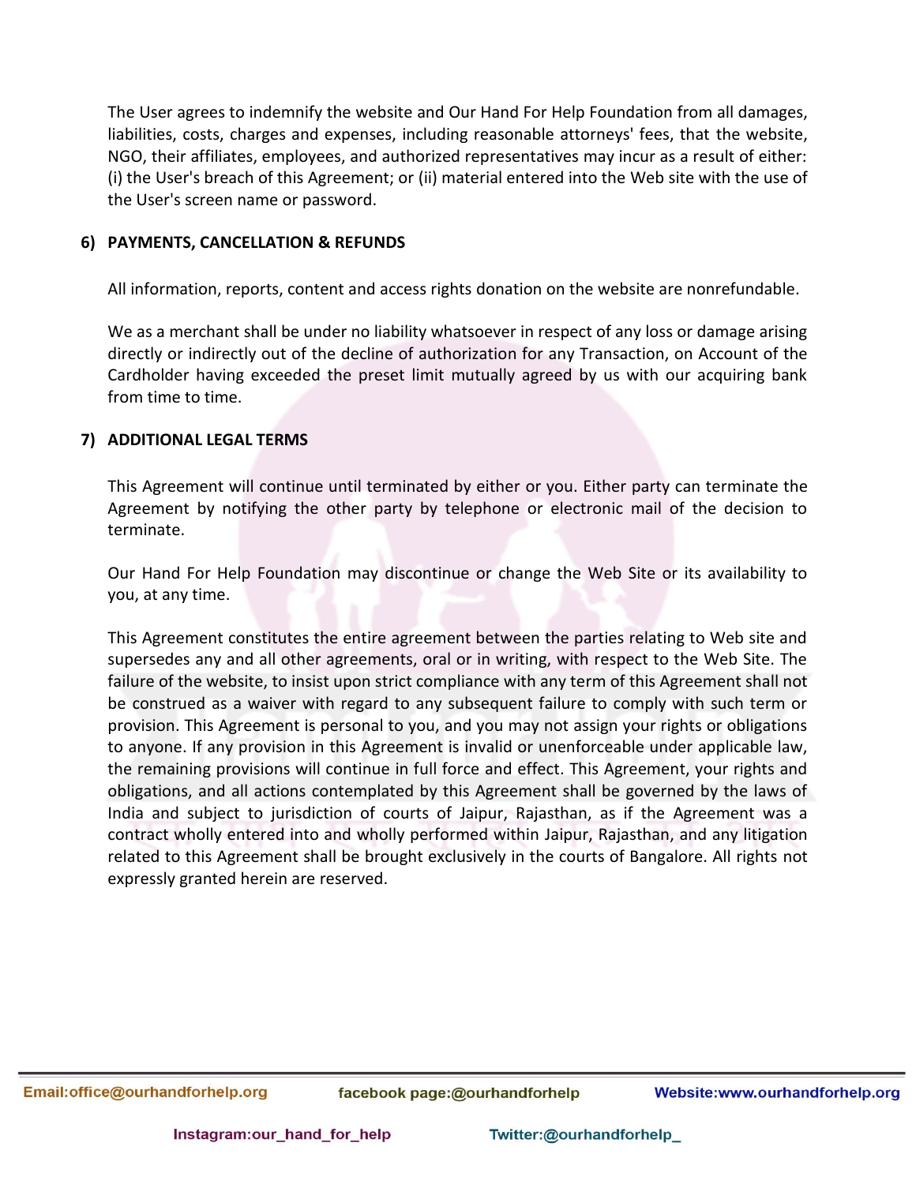The User agrees to indemnify the website and Our Hand For Help Foundation from all damages, liabilities, costs, charges and expenses, including reasonable attorneys' fees, that the website, NGO, their affiliates, employees, and authorized representatives may incur as a result of either: (i) the User's breach of this Agreement; or (ii) material entered into the Web site with the use of the User's screen name or password.

## 6) PAYMENTS, CANCELLATION & REFUNDS

All information, reports, content and access rights donation on the website are nonrefundable.

We as a merchant shall be under no liability whatsoever in respect of any loss or damage arising directly or indirectly out of the decline of authorization for any Transaction, on Account of the Cardholder having exceeded the preset limit mutually agreed by us with our acquiring bank from time to time.

## 7) ADDITIONAL LEGAL TERMS

This Agreement will continue until terminated by either or you. Either party can terminate the Agreement by notifying the other party by telephone or electronic mail of the decision to terminate.

Our Hand For Help Foundation may discontinue or change the Web Site or its availability to you, at any time.

This Agreement constitutes the entire agreement between the parties relating to Web site and supersedes any and all other agreements, oral or in writing, with respect to the Web Site. The failure of the website, to insist upon strict compliance with any term of this Agreement shall not be construed as a waiver with regard to any subsequent failure to comply with such term or provision. This Agreement is personal to you, and you may not assign your rights or obligations to anyone. If any provision in this Agreement is invalid or unenforceable under applicable law, the remaining provisions will continue in full force and effect. This Agreement, your rights and obligations, and all actions contemplated by this Agreement shall be governed by the laws of India and subject to jurisdiction of courts of Jaipur, Rajasthan, as if the Agreement was a contract wholly entered into and wholly performed within Jaipur, Rajasthan, and any litigation related to this Agreement shall be brought exclusively in the courts of Bangalore. All rights not expressly granted herein are reserved.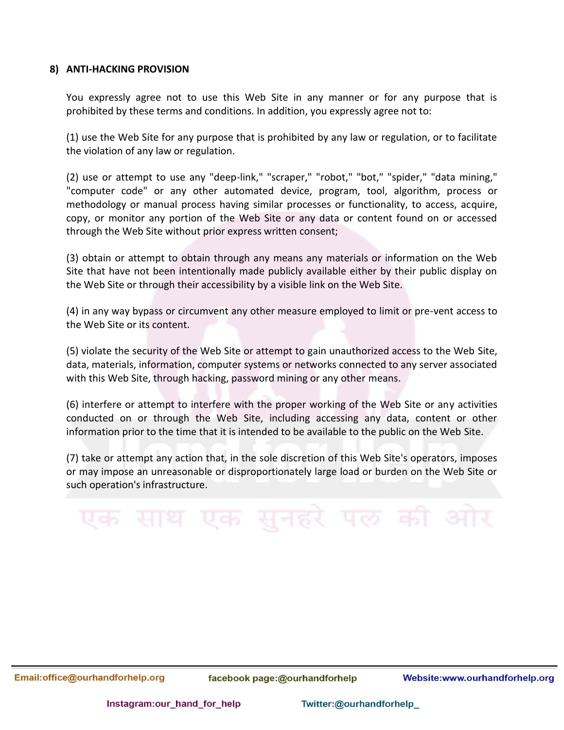## 8) ANTI-HACKING PROVISION

You expressly agree not to use this Web Site in any manner or for any purpose that is prohibited by these terms and conditions. In addition, you expressly agree not to:

(1) use the Web Site for any purpose that is prohibited by any law or regulation, or to facilitate the violation of any law or regulation.

(2) use or attempt to use any "deep-link," "scraper," "robot," "bot," "spider," "data mining," "computer code" or any other automated device, program, tool, algorithm, process or methodology or manual process having similar processes or functionality, to access, acquire, copy, or monitor any portion of the Web Site or any data or content found on or accessed through the Web Site without prior express written consent;

(3) obtain or attempt to obtain through any means any materials or information on the Web Site that have not been intentionally made publicly available either by their public display on the Web Site or through their accessibility by a visible link on the Web Site.

(4) in any way bypass or circumvent any other measure employed to limit or pre-vent access to the Web Site or its content.

(5) violate the security of the Web Site or attempt to gain unauthorized access to the Web Site, data, materials, information, computer systems or networks connected to any server associated with this Web Site, through hacking, password mining or any other means.

(6) interfere or attempt to interfere with the proper working of the Web Site or any activities conducted on or through the Web Site, including accessing any data, content or other information prior to the time that it is intended to be available to the public on the Web Site.

(7) take or attempt any action that, in the sole discretion of this Web Site's operators, imposes or may impose an unreasonable or disproportionately large load or burden on the Web Site or such operation's infrastructure.